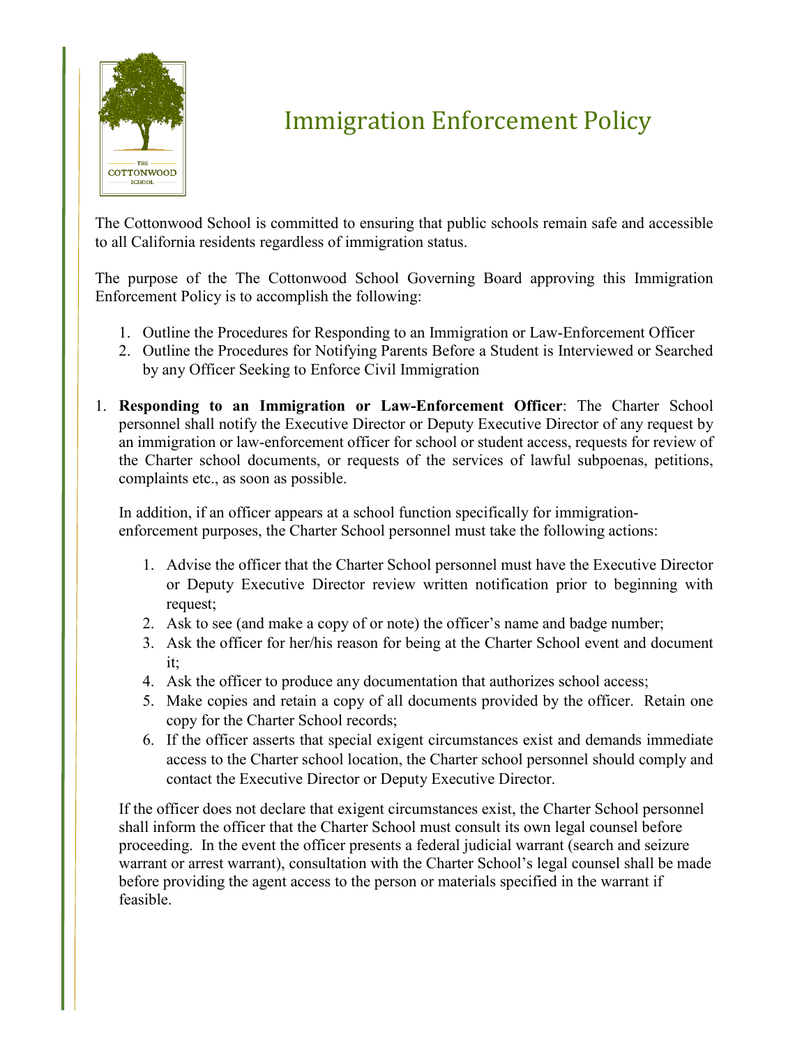# Immigration Enforcement Policy

The Cottonwood School is committed to ensuring that public schools remain safe and accessible to all California residents regardless of immigration status.

The purpose of the The Cottonwood School Governing Board approving this Immigration Enforcement Policy is to accomplish the following:

1. Outline the Procedures for Responding to an Immigration or Law-Enforcement Officer
2. Outline the Procedures for Notifying Parents Before a Student is Interviewed or Searched by any Officer Seeking to Enforce Civil Immigration

1. **Responding to an Immigration or Law-Enforcement Officer**: The Charter School personnel shall notify the Executive Director or Deputy Executive Director of any request by an immigration or law-enforcement officer for school or student access, requests for review of the Charter school documents, or requests of the services of lawful subpoenas, petitions, complaints etc., as soon as possible.

   In addition, if an officer appears at a school function specifically for immigration-enforcement purposes, the Charter School personnel must take the following actions:

   1. Advise the officer that the Charter School personnel must have the Executive Director or Deputy Executive Director review written notification prior to beginning with request;
   2. Ask to see (and make a copy of or note) the officer's name and badge number;
   3. Ask the officer for her/his reason for being at the Charter School event and document it;
   4. Ask the officer to produce any documentation that authorizes school access;
   5. Make copies and retain a copy of all documents provided by the officer. Retain one copy for the Charter School records;
   6. If the officer asserts that special exigent circumstances exist and demands immediate access to the Charter school location, the Charter school personnel should comply and contact the Executive Director or Deputy Executive Director.

   If the officer does not declare that exigent circumstances exist, the Charter School personnel shall inform the officer that the Charter School must consult its own legal counsel before proceeding. In the event the officer presents a federal judicial warrant (search and seizure warrant or arrest warrant), consultation with the Charter School's legal counsel shall be made before providing the agent access to the person or materials specified in the warrant if feasible.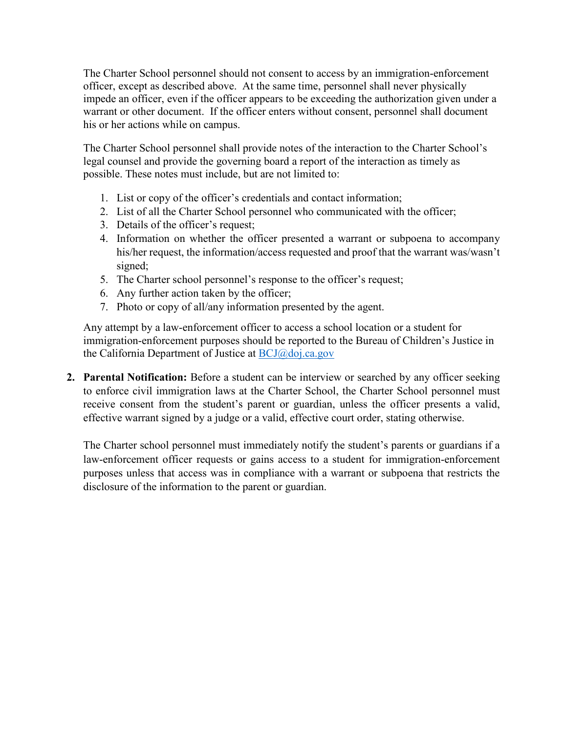The Charter School personnel should not consent to access by an immigration-enforcement officer, except as described above. At the same time, personnel shall never physically impede an officer, even if the officer appears to be exceeding the authorization given under a warrant or other document. If the officer enters without consent, personnel shall document his or her actions while on campus.

The Charter School personnel shall provide notes of the interaction to the Charter School's legal counsel and provide the governing board a report of the interaction as timely as possible. These notes must include, but are not limited to:

1. List or copy of the officer's credentials and contact information;
2. List of all the Charter School personnel who communicated with the officer;
3. Details of the officer's request;
4. Information on whether the officer presented a warrant or subpoena to accompany his/her request, the information/access requested and proof that the warrant was/wasn't signed;
5. The Charter school personnel's response to the officer's request;
6. Any further action taken by the officer;
7. Photo or copy of all/any information presented by the agent.

Any attempt by a law-enforcement officer to access a school location or a student for immigration-enforcement purposes should be reported to the Bureau of Children's Justice in the California Department of Justice at [BCJ@doj.ca.gov](mailto:BCJ@doj.ca.gov)

2. **Parental Notification:** Before a student can be interview or searched by any officer seeking to enforce civil immigration laws at the Charter School, the Charter School personnel must receive consent from the student's parent or guardian, unless the officer presents a valid, effective warrant signed by a judge or a valid, effective court order, stating otherwise.

   The Charter school personnel must immediately notify the student's parents or guardians if a law-enforcement officer requests or gains access to a student for immigration-enforcement purposes unless that access was in compliance with a warrant or subpoena that restricts the disclosure of the information to the parent or guardian.